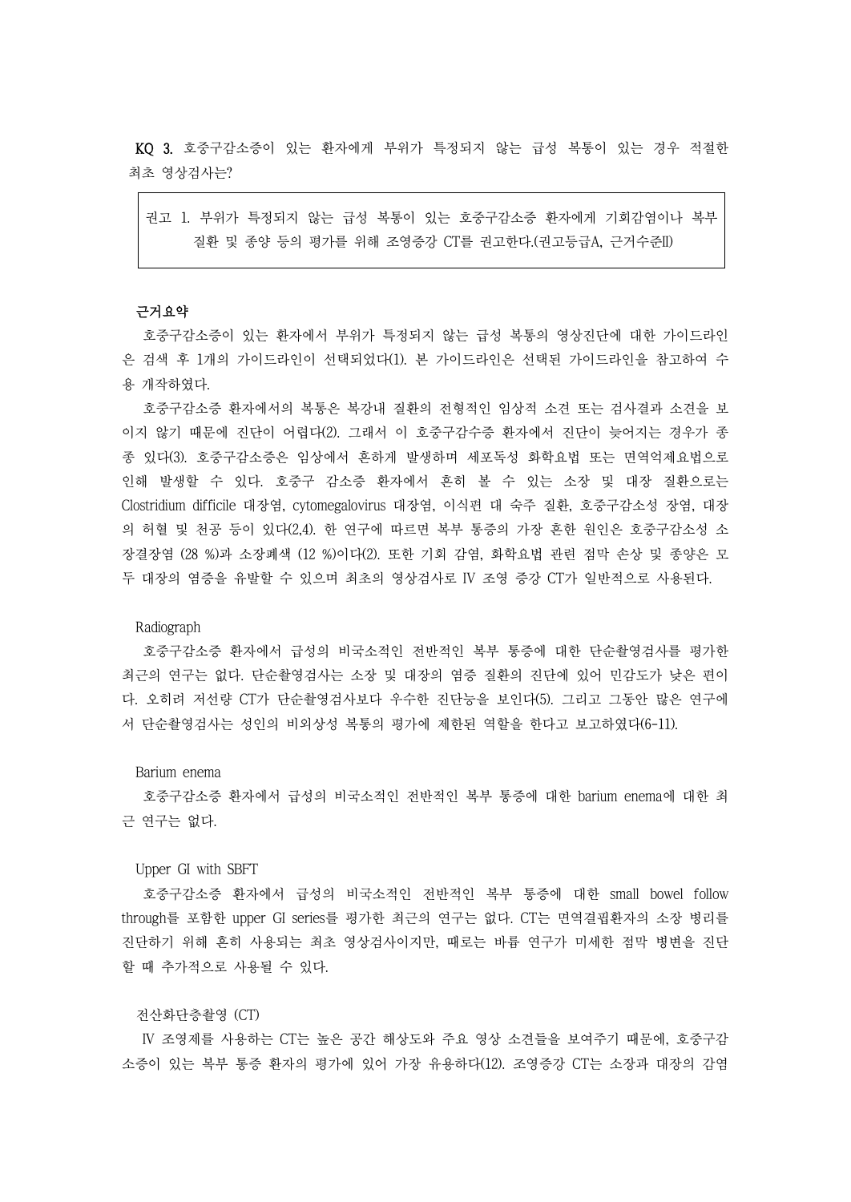**KQ 3.** 호중구감소증이 있는 환자에게 부위가 특정되지 않는 급성 복통이 있는 경우 적절한 최초 영상검사는?

> 권고 1. 부위가 특정되지 않는 급성 복통이 있는 호중구감소증 환자에게 기회감염이나 복부 질환 및 종양 등의 평가를 위해 조영증강 CT를 권고한다.(권고등급A, 근거수준II)

**근거요약**

호중구감소증이 있는 환자에서 부위가 특정되지 않는 급성 복통의 영상진단에 대한 가이드라인은 검색 후 1개의 가이드라인이 선택되었다(1). 본 가이드라인은 선택된 가이드라인을 참고하여 수용 개작하였다.

호중구감소증 환자에서의 복통은 복강내 질환의 전형적인 임상적 소견 또는 검사결과 소견을 보이지 않기 때문에 진단이 어렵다(2). 그래서 이 호중구감수증 환자에서 진단이 늦어지는 경우가 종종 있다(3). 호중구감소증은 임상에서 흔하게 발생하며 세포독성 화학요법 또는 면역억제요법으로 인해 발생할 수 있다. 호중구 감소증 환자에서 흔히 볼 수 있는 소장 및 대장 질환으로는 Clostridium difficile 대장염, cytomegalovirus 대장염, 이식편 대 숙주 질환, 호중구감소성 장염, 대장의 허혈 및 천공 등이 있다(2,4). 한 연구에 따르면 복부 통증의 가장 흔한 원인은 호중구감소성 소장결장염 (28 %)과 소장폐색 (12 %)이다(2). 또한 기회 감염, 화학요법 관련 점막 손상 및 종양은 모두 대장의 염증을 유발할 수 있으며 최초의 영상검사로 IV 조영 증강 CT가 일반적으로 사용된다.

Radiograph

호중구감소증 환자에서 급성의 비국소적인 전반적인 복부 통증에 대한 단순촬영검사를 평가한 최근의 연구는 없다. 단순촬영검사는 소장 및 대장의 염증 질환의 진단에 있어 민감도가 낮은 편이다. 오히려 저선량 CT가 단순촬영검사보다 우수한 진단능을 보인다(5). 그리고 그동안 많은 연구에서 단순촬영검사는 성인의 비외상성 복통의 평가에 제한된 역할을 한다고 보고하였다(6-11).

Barium enema

호중구감소증 환자에서 급성의 비국소적인 전반적인 복부 통증에 대한 barium enema에 대한 최근 연구는 없다.

Upper GI with SBFT

호중구감소증 환자에서 급성의 비국소적인 전반적인 복부 통증에 대한 small bowel follow through를 포함한 upper GI series를 평가한 최근의 연구는 없다. CT는 면역결핍환자의 소장 병리를 진단하기 위해 흔히 사용되는 최초 영상검사이지만, 때로는 바륨 연구가 미세한 점막 병변을 진단할 때 추가적으로 사용될 수 있다.

전산화단층촬영 (CT)

IV 조영제를 사용하는 CT는 높은 공간 해상도와 주요 영상 소견들을 보여주기 때문에, 호중구감소증이 있는 복부 통증 환자의 평가에 있어 가장 유용하다(12). 조영증강 CT는 소장과 대장의 감염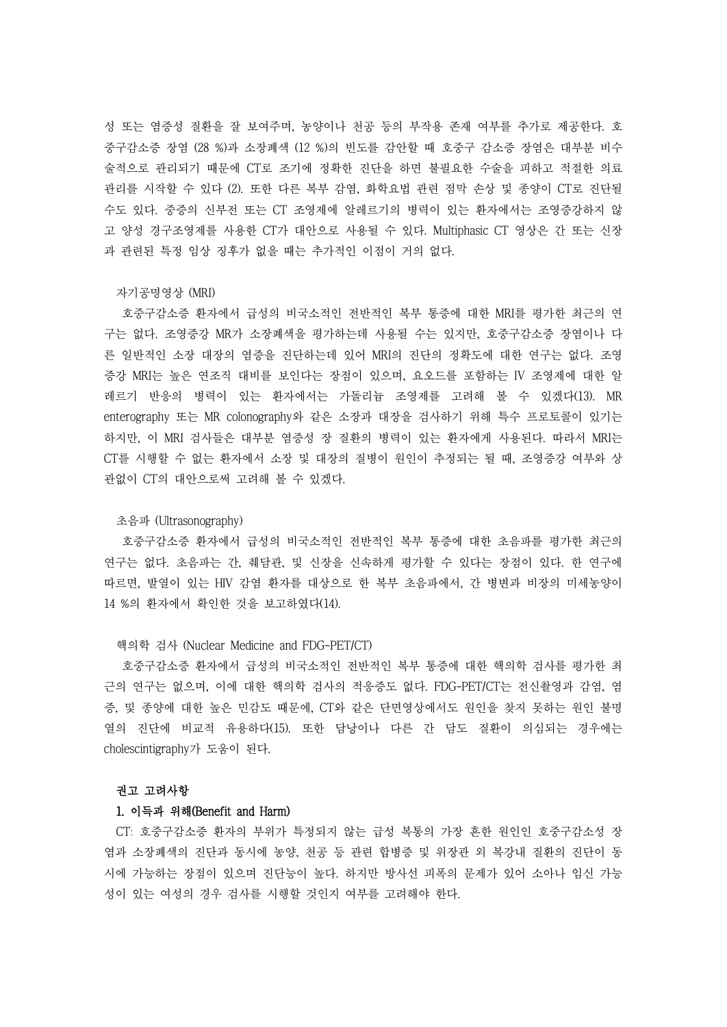성 또는 염증성 질환을 잘 보여주며, 농양이나 천공 등의 부작용 존재 여부를 추가로 제공한다. 호중구감소증 장염 (28 %)과 소장폐색 (12 %)의 빈도를 감안할 때 호중구 감소증 장염은 대부분 비수술적으로 관리되기 때문에 CT로 조기에 정확한 진단을 하면 불필요한 수술을 피하고 적절한 의료 관리를 시작할 수 있다 (2). 또한 다른 복부 감염, 화학요법 관련 점막 손상 및 종양이 CT로 진단될 수도 있다. 중증의 신부전 또는 CT 조영제에 알레르기의 병력이 있는 환자에서는 조영증강하지 않고 양성 경구조영제를 사용한 CT가 대안으로 사용될 수 있다. Multiphasic CT 영상은 간 또는 신장과 관련된 특정 임상 징후가 없을 때는 추가적인 이점이 거의 없다.

### 자기공명영상 (MRI)

호중구감소증 환자에서 급성의 비국소적인 전반적인 복부 통증에 대한 MRI를 평가한 최근의 연구는 없다. 조영증강 MR가 소장폐색을 평가하는데 사용될 수는 있지만, 호중구감소증 장염이나 다른 일반적인 소장 대장의 염증을 진단하는데 있어 MRI의 진단의 정확도에 대한 연구는 없다. 조영증강 MRI는 높은 연조직 대비를 보인다는 장점이 있으며, 요오드를 포함하는 IV 조영제에 대한 알레르기 반응의 병력이 있는 환자에서는 가돌리늄 조영제를 고려해 볼 수 있겠다(13). MR enterography 또는 MR colonography와 같은 소장과 대장을 검사하기 위해 특수 프로토콜이 있기는 하지만, 이 MRI 검사들은 대부분 염증성 장 질환의 병력이 있는 환자에게 사용된다. 따라서 MRI는 CT를 시행할 수 없는 환자에서 소장 및 대장의 질병이 원인이 추정되는 될 때, 조영증강 여부와 상관없이 CT의 대안으로써 고려해 볼 수 있겠다.

### 초음파 (Ultrasonography)

호중구감소증 환자에서 급성의 비국소적인 전반적인 복부 통증에 대한 초음파를 평가한 최근의 연구는 없다. 초음파는 간, 췌담관, 및 신장을 신속하게 평가할 수 있다는 장점이 있다. 한 연구에 따르면, 발열이 있는 HIV 감염 환자를 대상으로 한 복부 초음파에서, 간 병변과 비장의 미세농양이 14 %의 환자에서 확인한 것을 보고하였다(14).

### 핵의학 검사 (Nuclear Medicine and FDG-PET/CT)

호중구감소증 환자에서 급성의 비국소적인 전반적인 복부 통증에 대한 핵의학 검사를 평가한 최근의 연구는 없으며, 이에 대한 핵의학 검사의 적응증도 없다. FDG-PET/CT는 전신촬영과 감염, 염증, 및 종양에 대한 높은 민감도 때문에, CT와 같은 단면영상에서도 원인을 찾지 못하는 원인 불명열의 진단에 비교적 유용하다(15). 또한 담낭이나 다른 간 담도 질환이 의심되는 경우에는 cholescintigraphy가 도움이 된다.

## 권고 고려사항

### 1. 이득과 위해(Benefit and Harm)

CT: 호중구감소증 환자의 부위가 특정되지 않는 급성 복통의 가장 흔한 원인인 호중구감소성 장염과 소장폐색의 진단과 동시에 농양, 천공 등 관련 합병증 및 위장관 외 복강내 질환의 진단이 동시에 가능하는 장점이 있으며 진단능이 높다. 하지만 방사선 피폭의 문제가 있어 소아나 임신 가능성이 있는 여성의 경우 검사를 시행할 것인지 여부를 고려해야 한다.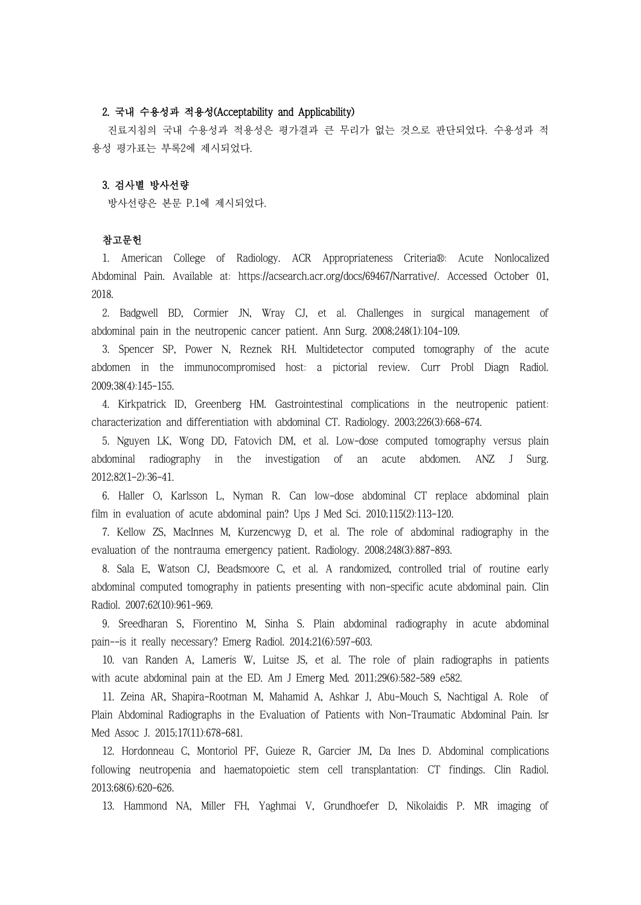### 2. 국내 수용성과 적용성(Acceptability and Applicability)

진료지침의 국내 수용성과 적용성은 평가결과 큰 무리가 없는 것으로 판단되었다. 수용성과 적용성 평가표는 부록2에 제시되었다.

### 3. 검사별 방사선량

방사선량은 본문 P.1에 제시되었다.

### 참고문헌

1. American College of Radiology. ACR Appropriateness Criteria®: Acute Nonlocalized Abdominal Pain. Available at: https://acsearch.acr.org/docs/69467/Narrative/. Accessed October 01, 2018.
2. Badgwell BD, Cormier JN, Wray CJ, et al. Challenges in surgical management of abdominal pain in the neutropenic cancer patient. Ann Surg. 2008;248(1):104-109.
3. Spencer SP, Power N, Reznek RH. Multidetector computed tomography of the acute abdomen in the immunocompromised host: a pictorial review. Curr Probl Diagn Radiol. 2009;38(4):145-155.
4. Kirkpatrick ID, Greenberg HM. Gastrointestinal complications in the neutropenic patient: characterization and differentiation with abdominal CT. Radiology. 2003;226(3):668-674.
5. Nguyen LK, Wong DD, Fatovich DM, et al. Low-dose computed tomography versus plain abdominal radiography in the investigation of an acute abdomen. ANZ J Surg. 2012;82(1-2):36-41.
6. Haller O, Karlsson L, Nyman R. Can low-dose abdominal CT replace abdominal plain film in evaluation of acute abdominal pain? Ups J Med Sci. 2010;115(2):113-120.
7. Kellow ZS, MacInnes M, Kurzencwyg D, et al. The role of abdominal radiography in the evaluation of the nontrauma emergency patient. Radiology. 2008;248(3):887-893.
8. Sala E, Watson CJ, Beadsmoore C, et al. A randomized, controlled trial of routine early abdominal computed tomography in patients presenting with non-specific acute abdominal pain. Clin Radiol. 2007;62(10):961-969.
9. Sreedharan S, Fiorentino M, Sinha S. Plain abdominal radiography in acute abdominal pain--is it really necessary? Emerg Radiol. 2014;21(6):597-603.
10. van Randen A, Lameris W, Luitse JS, et al. The role of plain radiographs in patients with acute abdominal pain at the ED. Am J Emerg Med. 2011;29(6):582-589 e582.
11. Zeina AR, Shapira-Rootman M, Mahamid A, Ashkar J, Abu-Mouch S, Nachtigal A. Role of Plain Abdominal Radiographs in the Evaluation of Patients with Non-Traumatic Abdominal Pain. Isr Med Assoc J. 2015;17(11):678-681.
12. Hordonneau C, Montoriol PF, Guieze R, Garcier JM, Da Ines D. Abdominal complications following neutropenia and haematopoietic stem cell transplantation: CT findings. Clin Radiol. 2013;68(6):620-626.
13. Hammond NA, Miller FH, Yaghmai V, Grundhoefer D, Nikolaidis P. MR imaging of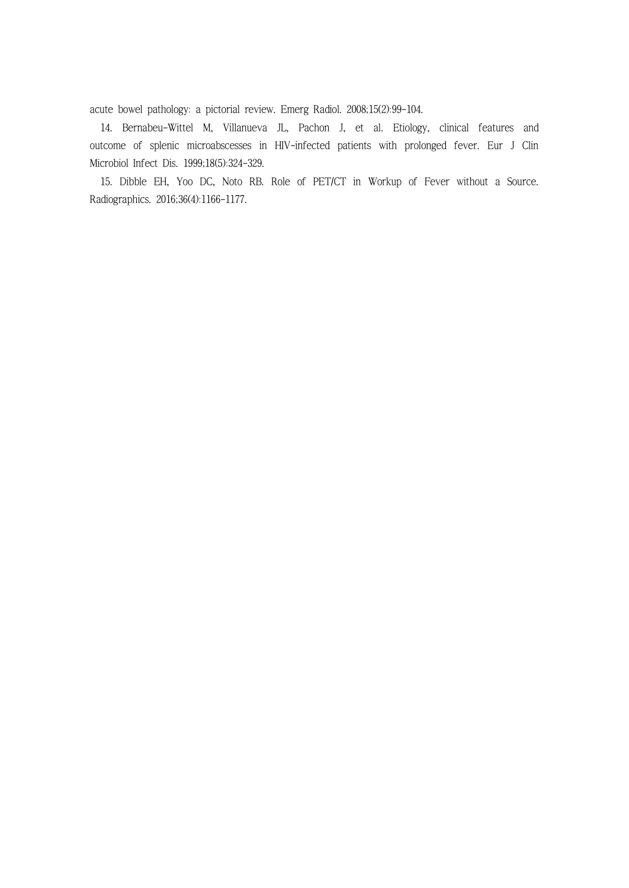acute bowel pathology: a pictorial review. Emerg Radiol. 2008;15(2):99-104.

14. Bernabeu-Wittel M, Villanueva JL, Pachon J, et al. Etiology, clinical features and outcome of splenic microabscesses in HIV-infected patients with prolonged fever. Eur J Clin Microbiol Infect Dis. 1999;18(5):324-329.

15. Dibble EH, Yoo DC, Noto RB. Role of PET/CT in Workup of Fever without a Source. Radiographics. 2016;36(4):1166-1177.